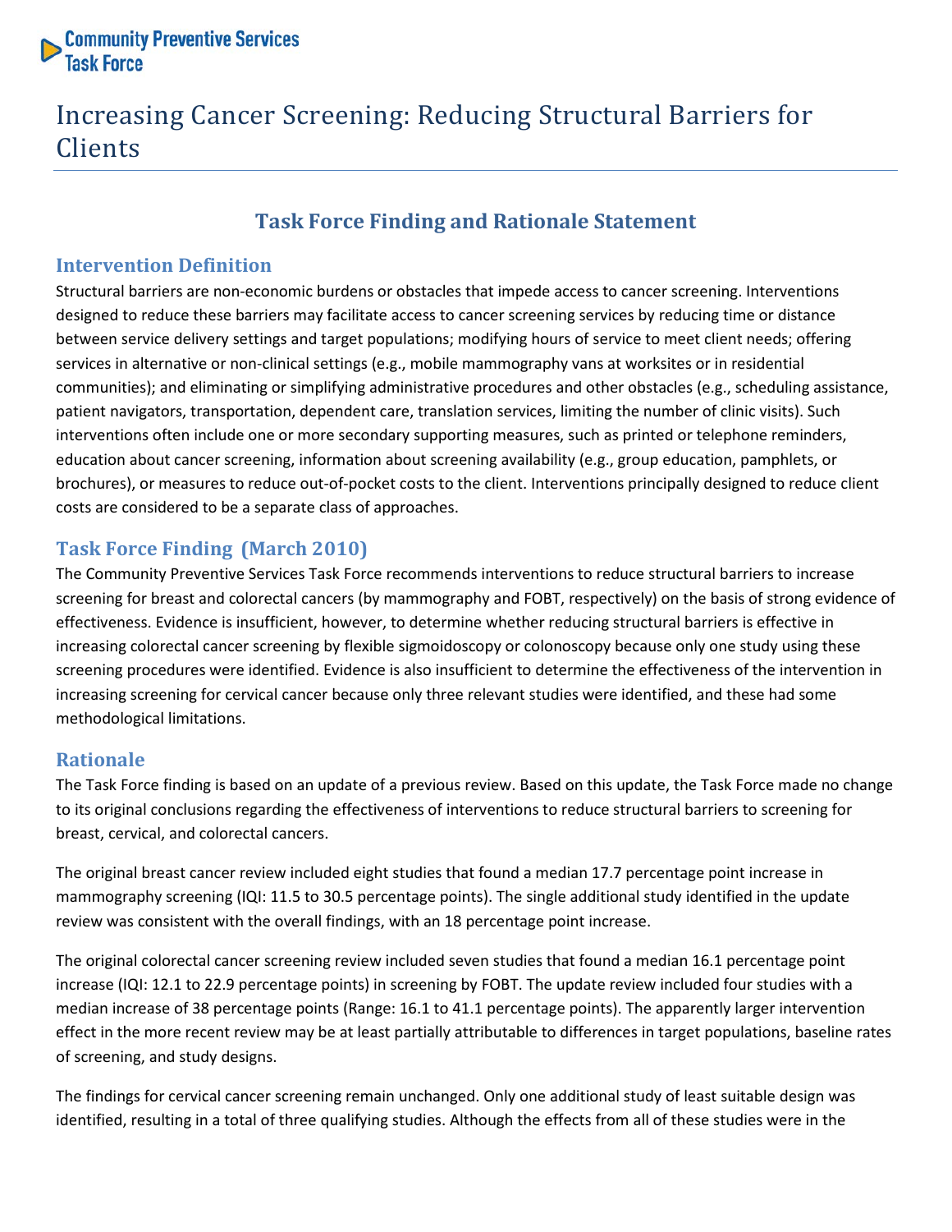Community Preventive Services Task Force

# Increasing Cancer Screening: Reducing Structural Barriers for Clients

## Task Force Finding and Rationale Statement

### Intervention Definition

Structural barriers are non-economic burdens or obstacles that impede access to cancer screening. Interventions designed to reduce these barriers may facilitate access to cancer screening services by reducing time or distance between service delivery settings and target populations; modifying hours of service to meet client needs; offering services in alternative or non-clinical settings (e.g., mobile mammography vans at worksites or in residential communities); and eliminating or simplifying administrative procedures and other obstacles (e.g., scheduling assistance, patient navigators, transportation, dependent care, translation services, limiting the number of clinic visits). Such interventions often include one or more secondary supporting measures, such as printed or telephone reminders, education about cancer screening, information about screening availability (e.g., group education, pamphlets, or brochures), or measures to reduce out-of-pocket costs to the client. Interventions principally designed to reduce client costs are considered to be a separate class of approaches.

### Task Force Finding (March 2010)

The Community Preventive Services Task Force recommends interventions to reduce structural barriers to increase screening for breast and colorectal cancers (by mammography and FOBT, respectively) on the basis of strong evidence of effectiveness. Evidence is insufficient, however, to determine whether reducing structural barriers is effective in increasing colorectal cancer screening by flexible sigmoidoscopy or colonoscopy because only one study using these screening procedures were identified. Evidence is also insufficient to determine the effectiveness of the intervention in increasing screening for cervical cancer because only three relevant studies were identified, and these had some methodological limitations.

### Rationale

The Task Force finding is based on an update of a previous review. Based on this update, the Task Force made no change to its original conclusions regarding the effectiveness of interventions to reduce structural barriers to screening for breast, cervical, and colorectal cancers.

The original breast cancer review included eight studies that found a median 17.7 percentage point increase in mammography screening (IQI: 11.5 to 30.5 percentage points). The single additional study identified in the update review was consistent with the overall findings, with an 18 percentage point increase.

The original colorectal cancer screening review included seven studies that found a median 16.1 percentage point increase (IQI: 12.1 to 22.9 percentage points) in screening by FOBT. The update review included four studies with a median increase of 38 percentage points (Range: 16.1 to 41.1 percentage points). The apparently larger intervention effect in the more recent review may be at least partially attributable to differences in target populations, baseline rates of screening, and study designs.

The findings for cervical cancer screening remain unchanged. Only one additional study of least suitable design was identified, resulting in a total of three qualifying studies. Although the effects from all of these studies were in the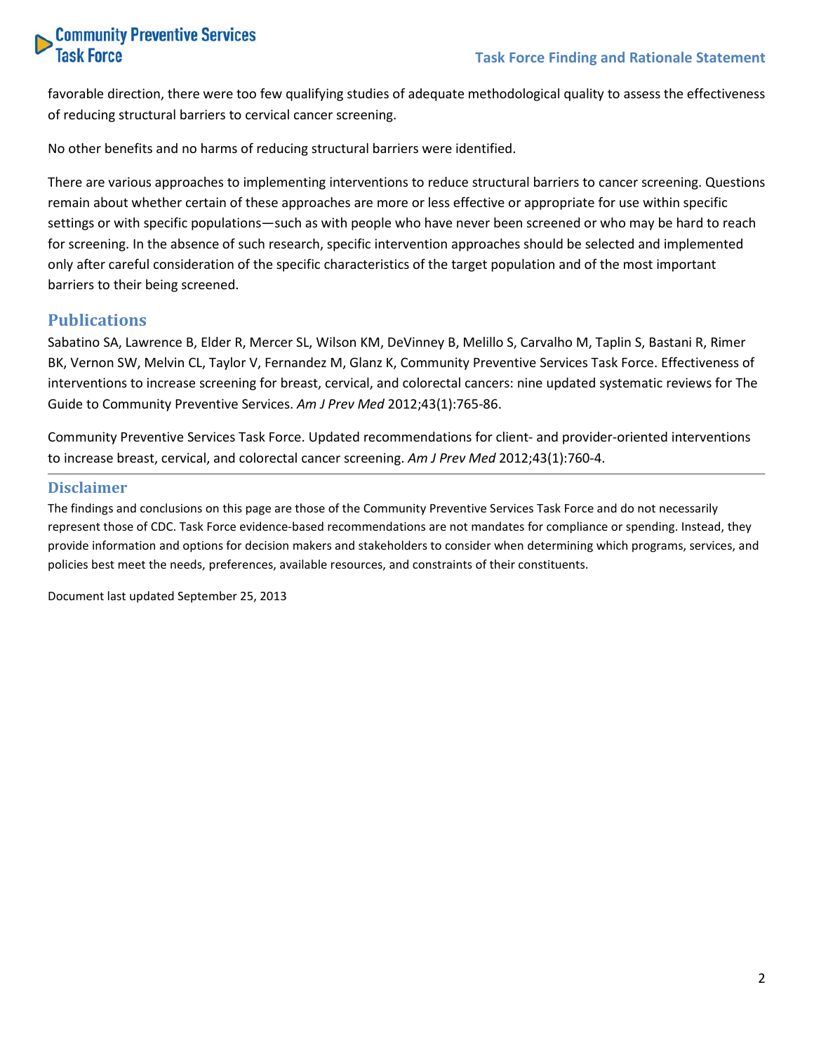favorable direction, there were too few qualifying studies of adequate methodological quality to assess the effectiveness of reducing structural barriers to cervical cancer screening.

No other benefits and no harms of reducing structural barriers were identified.

There are various approaches to implementing interventions to reduce structural barriers to cancer screening. Questions remain about whether certain of these approaches are more or less effective or appropriate for use within specific settings or with specific populations—such as with people who have never been screened or who may be hard to reach for screening. In the absence of such research, specific intervention approaches should be selected and implemented only after careful consideration of the specific characteristics of the target population and of the most important barriers to their being screened.

## Publications

Sabatino SA, Lawrence B, Elder R, Mercer SL, Wilson KM, DeVinney B, Melillo S, Carvalho M, Taplin S, Bastani R, Rimer BK, Vernon SW, Melvin CL, Taylor V, Fernandez M, Glanz K, Community Preventive Services Task Force. Effectiveness of interventions to increase screening for breast, cervical, and colorectal cancers: nine updated systematic reviews for The Guide to Community Preventive Services. *Am J Prev Med* 2012;43(1):765-86.

Community Preventive Services Task Force. Updated recommendations for client- and provider-oriented interventions to increase breast, cervical, and colorectal cancer screening. *Am J Prev Med* 2012;43(1):760-4.

## Disclaimer

The findings and conclusions on this page are those of the Community Preventive Services Task Force and do not necessarily represent those of CDC. Task Force evidence-based recommendations are not mandates for compliance or spending. Instead, they provide information and options for decision makers and stakeholders to consider when determining which programs, services, and policies best meet the needs, preferences, available resources, and constraints of their constituents.

Document last updated September 25, 2013